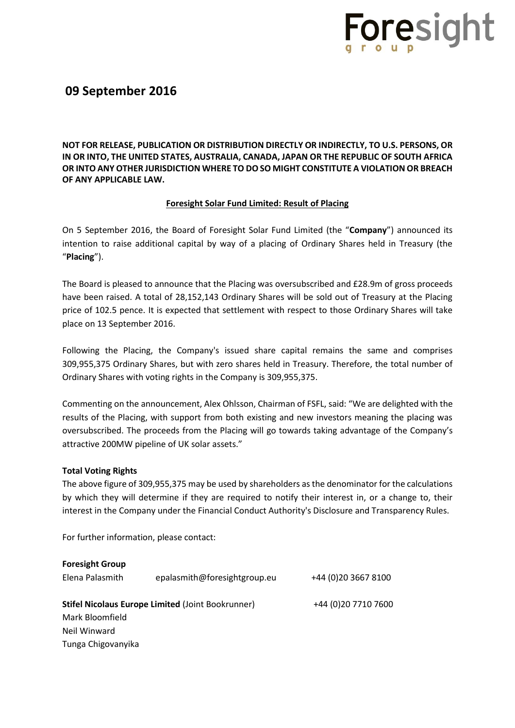# 09 September 2016

**NOT FOR RELEASE, PUBLICATION OR DISTRIBUTION DIRECTLY OR INDIRECTLY, TO U.S. PERSONS, OR IN OR INTO, THE UNITED STATES, AUSTRALIA, CANADA, JAPAN OR THE REPUBLIC OF SOUTH AFRICA OR INTO ANY OTHER JURISDICTION WHERE TO DO SO MIGHT CONSTITUTE A VIOLATION OR BREACH OF ANY APPLICABLE LAW.**

## Foresight Solar Fund Limited: Result of Placing

On 5 September 2016, the Board of Foresight Solar Fund Limited (the "**Company**") announced its intention to raise additional capital by way of a placing of Ordinary Shares held in Treasury (the "**Placing**").

The Board is pleased to announce that the Placing was oversubscribed and £28.9m of gross proceeds have been raised. A total of 28,152,143 Ordinary Shares will be sold out of Treasury at the Placing price of 102.5 pence. It is expected that settlement with respect to those Ordinary Shares will take place on 13 September 2016.

Following the Placing, the Company's issued share capital remains the same and comprises 309,955,375 Ordinary Shares, but with zero shares held in Treasury. Therefore, the total number of Ordinary Shares with voting rights in the Company is 309,955,375.

Commenting on the announcement, Alex Ohlsson, Chairman of FSFL, said: "We are delighted with the results of the Placing, with support from both existing and new investors meaning the placing was oversubscribed. The proceeds from the Placing will go towards taking advantage of the Company's attractive 200MW pipeline of UK solar assets."

**Total Voting Rights**

The above figure of 309,955,375 may be used by shareholders as the denominator for the calculations by which they will determine if they are required to notify their interest in, or a change to, their interest in the Company under the Financial Conduct Authority's Disclosure and Transparency Rules.

For further information, please contact:

**Foresight Group**

Elena Palasmith epalasmith@foresightgroup.eu +44 (0)20 3667 8100

**Stifel Nicolaus Europe Limited** (Joint Bookrunner) +44 (0)20 7710 7600

Mark Bloomfield

Neil Winward

Tunga Chigovanyika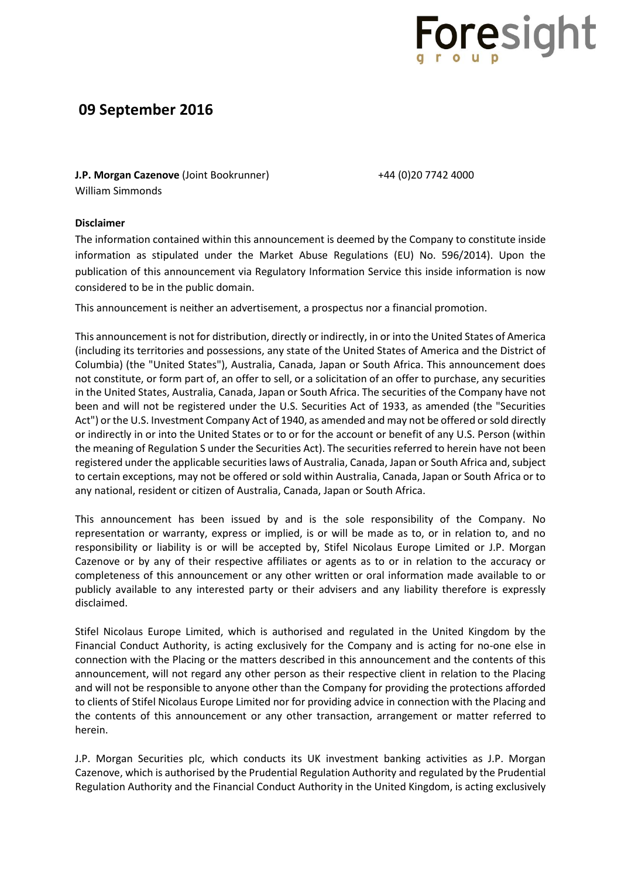## 09 September 2016

**J.P. Morgan Cazenove** (Joint Bookrunner) +44 (0)20 7742 4000
William Simmonds

**Disclaimer**

The information contained within this announcement is deemed by the Company to constitute inside information as stipulated under the Market Abuse Regulations (EU) No. 596/2014). Upon the publication of this announcement via Regulatory Information Service this inside information is now considered to be in the public domain.

This announcement is neither an advertisement, a prospectus nor a financial promotion.

This announcement is not for distribution, directly or indirectly, in or into the United States of America (including its territories and possessions, any state of the United States of America and the District of Columbia) (the "United States"), Australia, Canada, Japan or South Africa. This announcement does not constitute, or form part of, an offer to sell, or a solicitation of an offer to purchase, any securities in the United States, Australia, Canada, Japan or South Africa. The securities of the Company have not been and will not be registered under the U.S. Securities Act of 1933, as amended (the "Securities Act") or the U.S. Investment Company Act of 1940, as amended and may not be offered or sold directly or indirectly in or into the United States or to or for the account or benefit of any U.S. Person (within the meaning of Regulation S under the Securities Act). The securities referred to herein have not been registered under the applicable securities laws of Australia, Canada, Japan or South Africa and, subject to certain exceptions, may not be offered or sold within Australia, Canada, Japan or South Africa or to any national, resident or citizen of Australia, Canada, Japan or South Africa.

This announcement has been issued by and is the sole responsibility of the Company. No representation or warranty, express or implied, is or will be made as to, or in relation to, and no responsibility or liability is or will be accepted by, Stifel Nicolaus Europe Limited or J.P. Morgan Cazenove or by any of their respective affiliates or agents as to or in relation to the accuracy or completeness of this announcement or any other written or oral information made available to or publicly available to any interested party or their advisers and any liability therefore is expressly disclaimed.

Stifel Nicolaus Europe Limited, which is authorised and regulated in the United Kingdom by the Financial Conduct Authority, is acting exclusively for the Company and is acting for no-one else in connection with the Placing or the matters described in this announcement and the contents of this announcement, will not regard any other person as their respective client in relation to the Placing and will not be responsible to anyone other than the Company for providing the protections afforded to clients of Stifel Nicolaus Europe Limited nor for providing advice in connection with the Placing and the contents of this announcement or any other transaction, arrangement or matter referred to herein.

J.P. Morgan Securities plc, which conducts its UK investment banking activities as J.P. Morgan Cazenove, which is authorised by the Prudential Regulation Authority and regulated by the Prudential Regulation Authority and the Financial Conduct Authority in the United Kingdom, is acting exclusively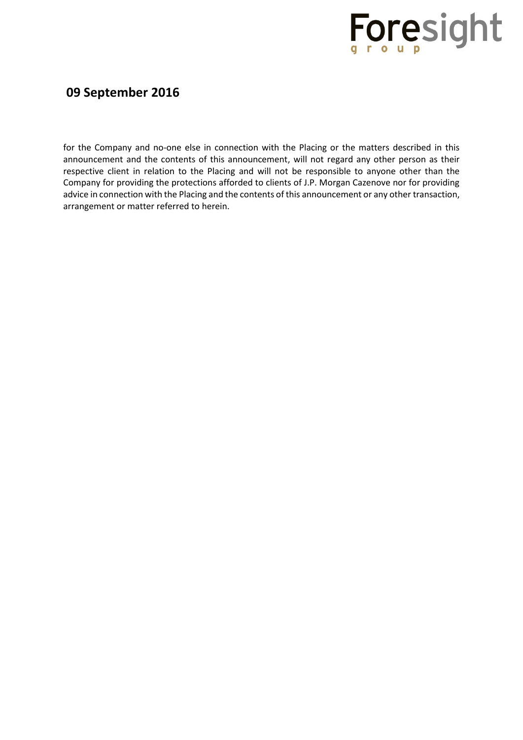**09 September 2016**

for the Company and no-one else in connection with the Placing or the matters described in this announcement and the contents of this announcement, will not regard any other person as their respective client in relation to the Placing and will not be responsible to anyone other than the Company for providing the protections afforded to clients of J.P. Morgan Cazenove nor for providing advice in connection with the Placing and the contents of this announcement or any other transaction, arrangement or matter referred to herein.